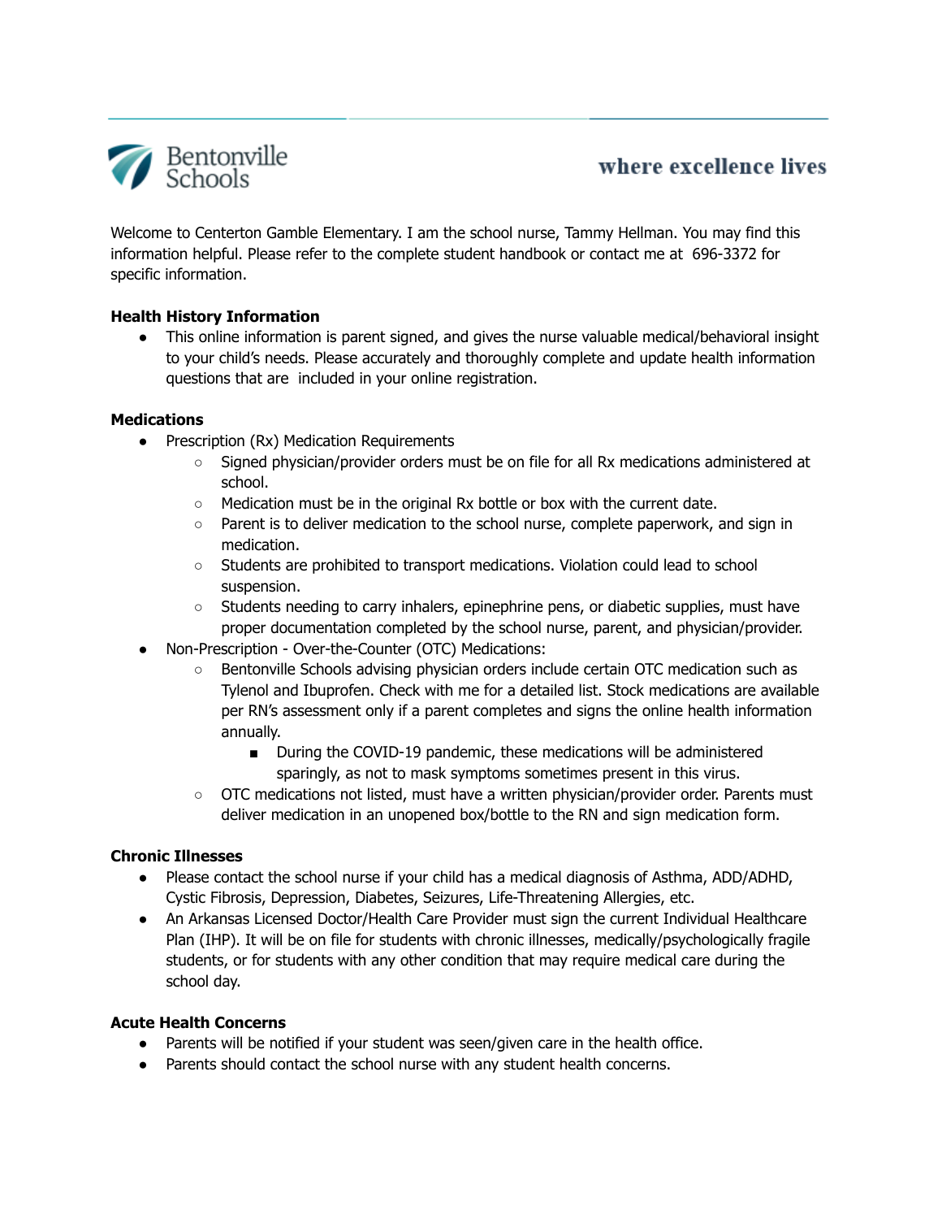Bentonville Schools

where excellence lives

Welcome to Centerton Gamble Elementary. I am the school nurse, Tammy Hellman. You may find this information helpful. Please refer to the complete student handbook or contact me at 696-3372 for specific information.

**Health History Information**

- This online information is parent signed, and gives the nurse valuable medical/behavioral insight to your child's needs. Please accurately and thoroughly complete and update health information questions that are included in your online registration.

**Medications**

- Prescription (Rx) Medication Requirements
  - Signed physician/provider orders must be on file for all Rx medications administered at school.
  - Medication must be in the original Rx bottle or box with the current date.
  - Parent is to deliver medication to the school nurse, complete paperwork, and sign in medication.
  - Students are prohibited to transport medications. Violation could lead to school suspension.
  - Students needing to carry inhalers, epinephrine pens, or diabetic supplies, must have proper documentation completed by the school nurse, parent, and physician/provider.
- Non-Prescription - Over-the-Counter (OTC) Medications:
  - Bentonville Schools advising physician orders include certain OTC medication such as Tylenol and Ibuprofen. Check with me for a detailed list. Stock medications are available per RN's assessment only if a parent completes and signs the online health information annually.
    - During the COVID-19 pandemic, these medications will be administered sparingly, as not to mask symptoms sometimes present in this virus.
  - OTC medications not listed, must have a written physician/provider order. Parents must deliver medication in an unopened box/bottle to the RN and sign medication form.

**Chronic Illnesses**

- Please contact the school nurse if your child has a medical diagnosis of Asthma, ADD/ADHD, Cystic Fibrosis, Depression, Diabetes, Seizures, Life-Threatening Allergies, etc.
- An Arkansas Licensed Doctor/Health Care Provider must sign the current Individual Healthcare Plan (IHP). It will be on file for students with chronic illnesses, medically/psychologically fragile students, or for students with any other condition that may require medical care during the school day.

**Acute Health Concerns**

- Parents will be notified if your student was seen/given care in the health office.
- Parents should contact the school nurse with any student health concerns.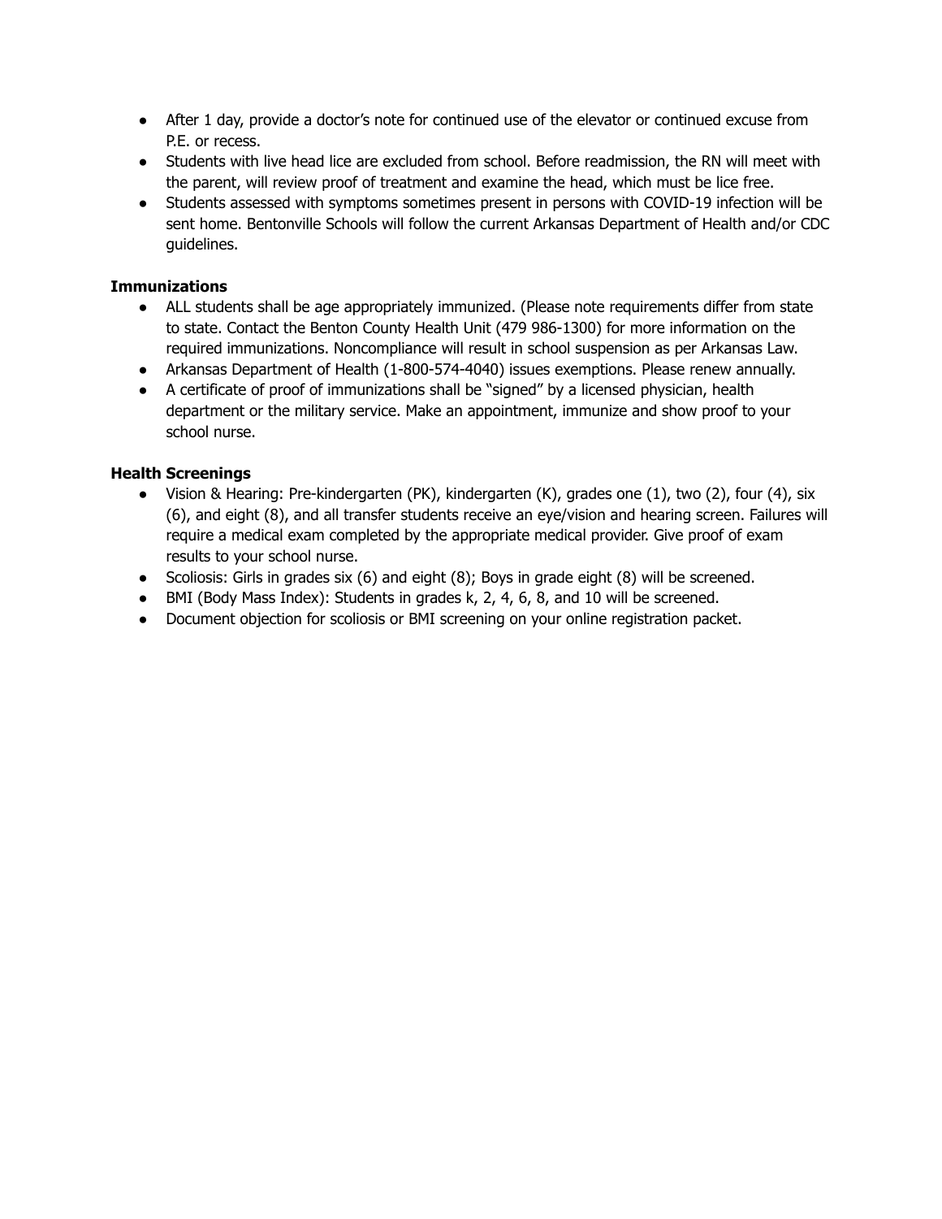- After 1 day, provide a doctor's note for continued use of the elevator or continued excuse from P.E. or recess.
- Students with live head lice are excluded from school. Before readmission, the RN will meet with the parent, will review proof of treatment and examine the head, which must be lice free.
- Students assessed with symptoms sometimes present in persons with COVID-19 infection will be sent home. Bentonville Schools will follow the current Arkansas Department of Health and/or CDC guidelines.

**Immunizations**

- ALL students shall be age appropriately immunized. (Please note requirements differ from state to state. Contact the Benton County Health Unit (479 986-1300) for more information on the required immunizations. Noncompliance will result in school suspension as per Arkansas Law.
- Arkansas Department of Health (1-800-574-4040) issues exemptions. Please renew annually.
- A certificate of proof of immunizations shall be "signed" by a licensed physician, health department or the military service. Make an appointment, immunize and show proof to your school nurse.

**Health Screenings**

- Vision & Hearing: Pre-kindergarten (PK), kindergarten (K), grades one (1), two (2), four (4), six (6), and eight (8), and all transfer students receive an eye/vision and hearing screen. Failures will require a medical exam completed by the appropriate medical provider. Give proof of exam results to your school nurse.
- Scoliosis: Girls in grades six (6) and eight (8); Boys in grade eight (8) will be screened.
- BMI (Body Mass Index): Students in grades k, 2, 4, 6, 8, and 10 will be screened.
- Document objection for scoliosis or BMI screening on your online registration packet.